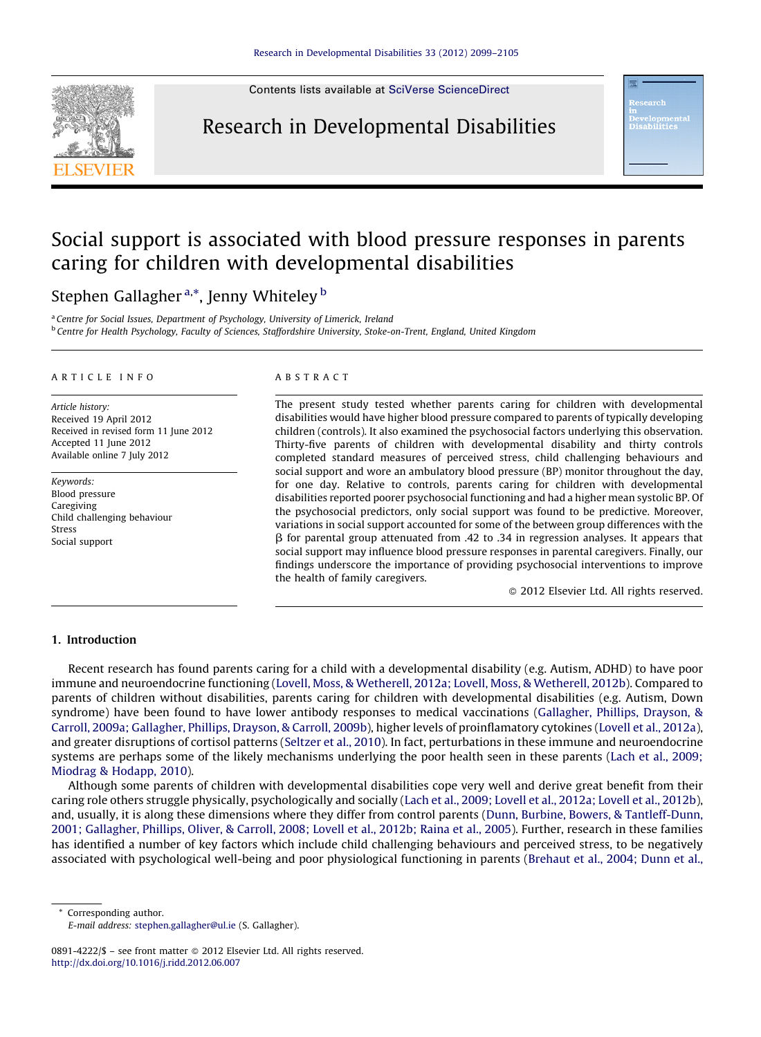Contents lists available at SciVerse ScienceDirect

# Research in Developmental Disabilities

# Social support is associated with blood pressure responses in parents caring for children with developmental disabilities

Stephen Gallagher [a,*], Jenny Whiteley [b]

[a] Centre for Social Issues, Department of Psychology, University of Limerick, Ireland
[b] Centre for Health Psychology, Faculty of Sciences, Staffordshire University, Stoke-on-Trent, England, United Kingdom

**ARTICLE INFO**

*Article history:*
Received 19 April 2012
Received in revised form 11 June 2012
Accepted 11 June 2012
Available online 7 July 2012

*Keywords:*
Blood pressure
Caregiving
Child challenging behaviour
Stress
Social support

**ABSTRACT**

The present study tested whether parents caring for children with developmental disabilities would have higher blood pressure compared to parents of typically developing children (controls). It also examined the psychosocial factors underlying this observation. Thirty-five parents of children with developmental disability and thirty controls completed standard measures of perceived stress, child challenging behaviours and social support and wore an ambulatory blood pressure (BP) monitor throughout the day, for one day. Relative to controls, parents caring for children with developmental disabilities reported poorer psychosocial functioning and had a higher mean systolic BP. Of the psychosocial predictors, only social support was found to be predictive. Moreover, variations in social support accounted for some of the between group differences with the β for parental group attenuated from .42 to .34 in regression analyses. It appears that social support may influence blood pressure responses in parental caregivers. Finally, our findings underscore the importance of providing psychosocial interventions to improve the health of family caregivers.

© 2012 Elsevier Ltd. All rights reserved.

## 1. Introduction

Recent research has found parents caring for a child with a developmental disability (e.g. Autism, ADHD) to have poor immune and neuroendocrine functioning (Lovell, Moss, & Wetherell, 2012a; Lovell, Moss, & Wetherell, 2012b). Compared to parents of children without disabilities, parents caring for children with developmental disabilities (e.g. Autism, Down syndrome) have been found to have lower antibody responses to medical vaccinations (Gallagher, Phillips, Drayson, & Carroll, 2009a; Gallagher, Phillips, Drayson, & Carroll, 2009b), higher levels of proinflamatory cytokines (Lovell et al., 2012a), and greater disruptions of cortisol patterns (Seltzer et al., 2010). In fact, perturbations in these immune and neuroendocrine systems are perhaps some of the likely mechanisms underlying the poor health seen in these parents (Lach et al., 2009; Miodrag & Hodapp, 2010).

Although some parents of children with developmental disabilities cope very well and derive great benefit from their caring role others struggle physically, psychologically and socially (Lach et al., 2009; Lovell et al., 2012a; Lovell et al., 2012b), and, usually, it is along these dimensions where they differ from control parents (Dunn, Burbine, Bowers, & Tantleff-Dunn, 2001; Gallagher, Phillips, Oliver, & Carroll, 2008; Lovell et al., 2012b; Raina et al., 2005). Further, research in these families has identified a number of key factors which include child challenging behaviours and perceived stress, to be negatively associated with psychological well-being and poor physiological functioning in parents (Brehaut et al., 2004; Dunn et al.,

\* Corresponding author.
*E-mail address:* stephen.gallagher@ul.ie (S. Gallagher).

0891-4222/$ – see front matter © 2012 Elsevier Ltd. All rights reserved.
http://dx.doi.org/10.1016/j.ridd.2012.06.007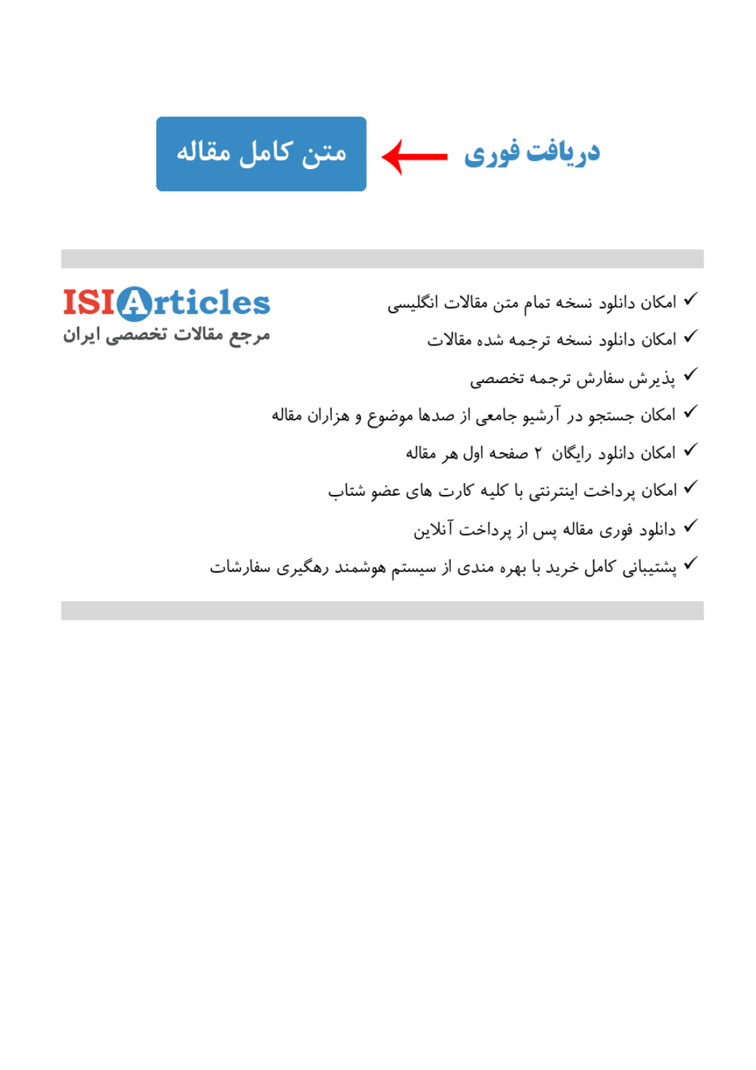دریافت فوری ← **متن کامل مقاله**

**ISIArticles**
مرجع مقالات تخصصی ایران

- ✓ امکان دانلود نسخه تمام متن مقالات انگلیسی
- ✓ امکان دانلود نسخه ترجمه شده مقالات
- ✓ پذیرش سفارش ترجمه تخصصی
- ✓ امکان جستجو در آرشیو جامعی از صدها موضوع و هزاران مقاله
- ✓ امکان دانلود رایگان ۲ صفحه اول هر مقاله
- ✓ امکان پرداخت اینترنتی با کلیه کارت های عضو شتاب
- ✓ دانلود فوری مقاله پس از پرداخت آنلاین
- ✓ پشتیبانی کامل خرید با بهره مندی از سیستم هوشمند رهگیری سفارشات